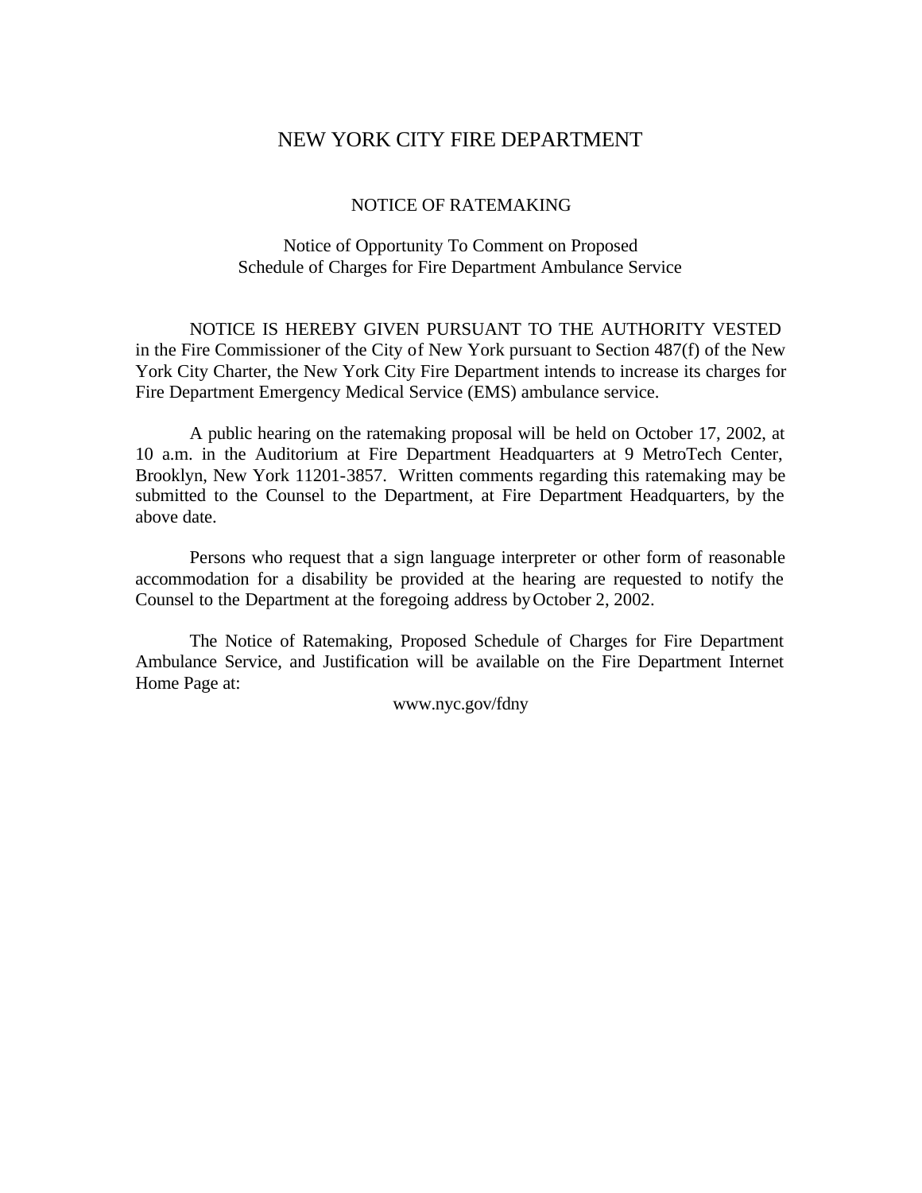# NEW YORK CITY FIRE DEPARTMENT

## NOTICE OF RATEMAKING

### Notice of Opportunity To Comment on Proposed Schedule of Charges for Fire Department Ambulance Service

NOTICE IS HEREBY GIVEN PURSUANT TO THE AUTHORITY VESTED in the Fire Commissioner of the City of New York pursuant to Section 487(f) of the New York City Charter, the New York City Fire Department intends to increase its charges for Fire Department Emergency Medical Service (EMS) ambulance service.

A public hearing on the ratemaking proposal will be held on October 17, 2002, at 10 a.m. in the Auditorium at Fire Department Headquarters at 9 MetroTech Center, Brooklyn, New York 11201-3857. Written comments regarding this ratemaking may be submitted to the Counsel to the Department, at Fire Department Headquarters, by the above date.

Persons who request that a sign language interpreter or other form of reasonable accommodation for a disability be provided at the hearing are requested to notify the Counsel to the Department at the foregoing address by October 2, 2002.

The Notice of Ratemaking, Proposed Schedule of Charges for Fire Department Ambulance Service, and Justification will be available on the Fire Department Internet Home Page at:

www.nyc.gov/fdny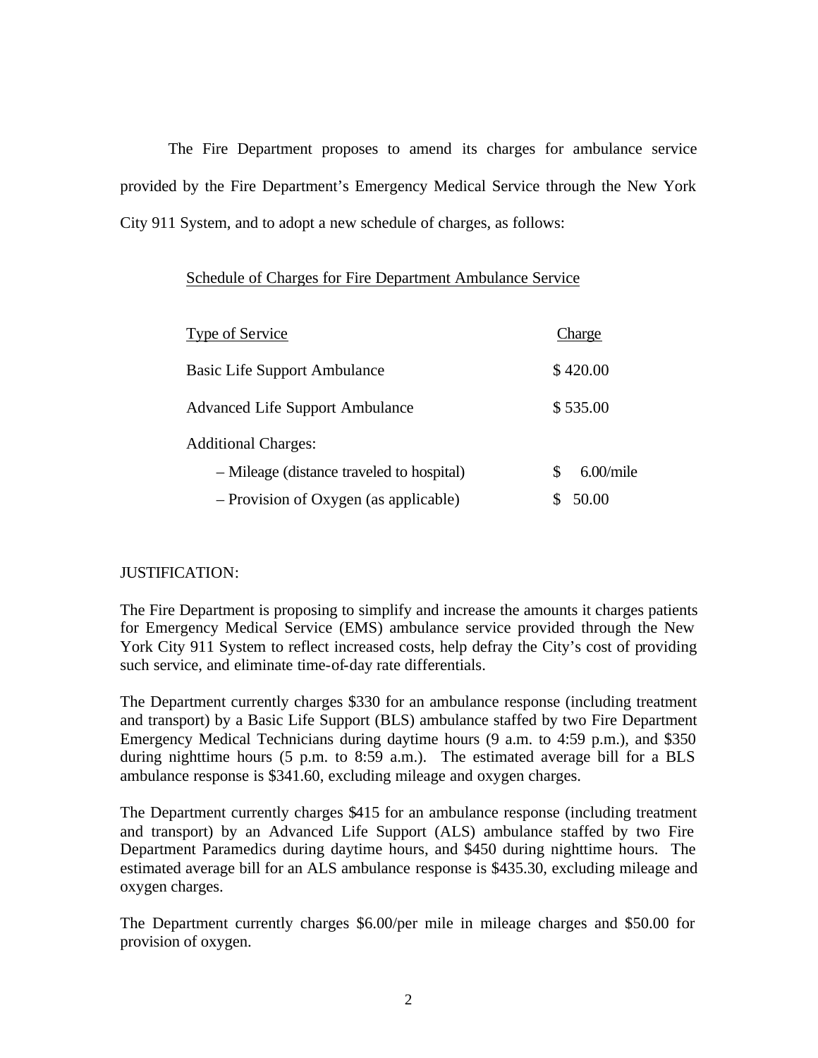The Fire Department proposes to amend its charges for ambulance service provided by the Fire Department's Emergency Medical Service through the New York City 911 System, and to adopt a new schedule of charges, as follows:

Schedule of Charges for Fire Department Ambulance Service

| Type of Service | Charge |
| --- | --- |
| Basic Life Support Ambulance | $ 420.00 |
| Advanced Life Support Ambulance | $ 535.00 |
| Additional Charges: | |
| – Mileage (distance traveled to hospital) | $ 6.00/mile |
| – Provision of Oxygen (as applicable) | $ 50.00 |

JUSTIFICATION:

The Fire Department is proposing to simplify and increase the amounts it charges patients for Emergency Medical Service (EMS) ambulance service provided through the New York City 911 System to reflect increased costs, help defray the City's cost of providing such service, and eliminate time-of-day rate differentials.

The Department currently charges $330 for an ambulance response (including treatment and transport) by a Basic Life Support (BLS) ambulance staffed by two Fire Department Emergency Medical Technicians during daytime hours (9 a.m. to 4:59 p.m.), and $350 during nighttime hours (5 p.m. to 8:59 a.m.). The estimated average bill for a BLS ambulance response is $341.60, excluding mileage and oxygen charges.

The Department currently charges $415 for an ambulance response (including treatment and transport) by an Advanced Life Support (ALS) ambulance staffed by two Fire Department Paramedics during daytime hours, and $450 during nighttime hours. The estimated average bill for an ALS ambulance response is $435.30, excluding mileage and oxygen charges.

The Department currently charges $6.00/per mile in mileage charges and $50.00 for provision of oxygen.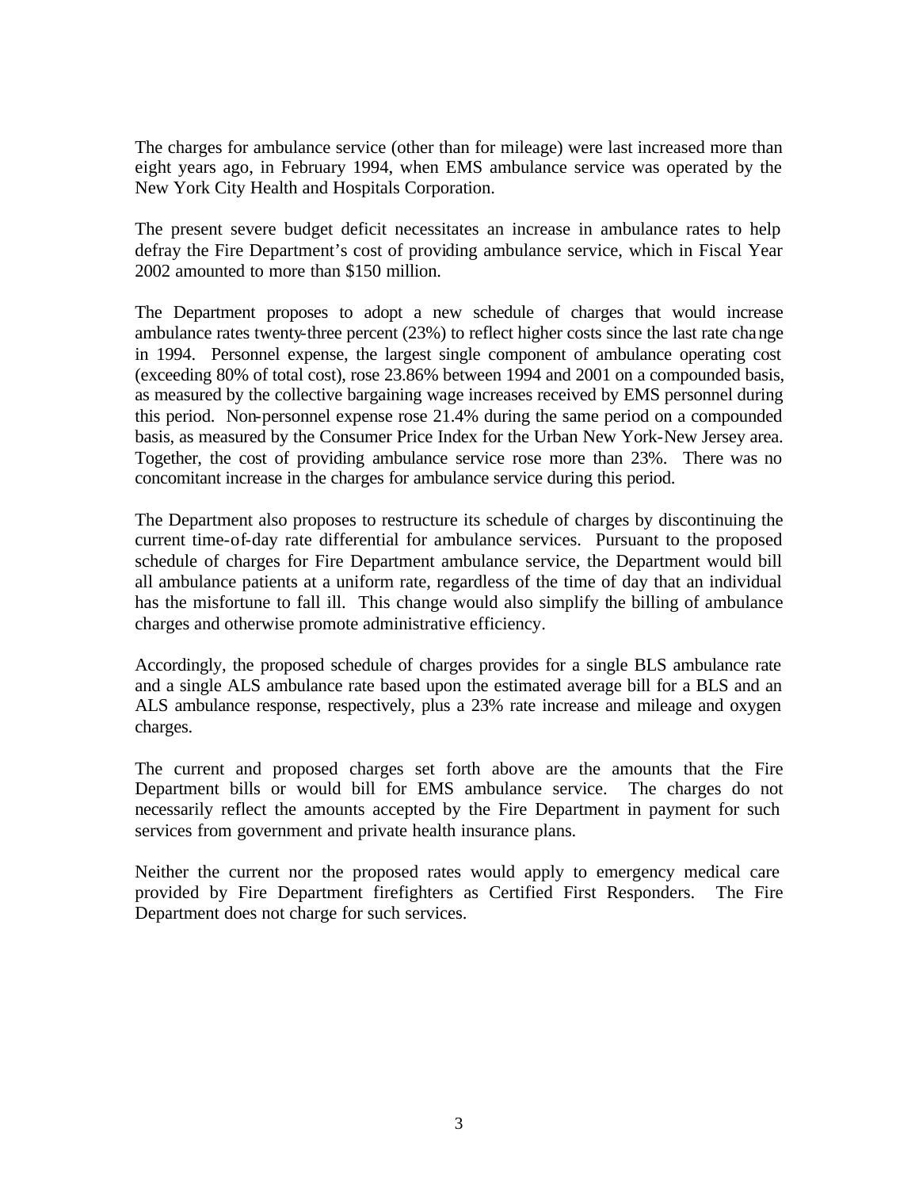The charges for ambulance service (other than for mileage) were last increased more than eight years ago, in February 1994, when EMS ambulance service was operated by the New York City Health and Hospitals Corporation.

The present severe budget deficit necessitates an increase in ambulance rates to help defray the Fire Department's cost of providing ambulance service, which in Fiscal Year 2002 amounted to more than $150 million.

The Department proposes to adopt a new schedule of charges that would increase ambulance rates twenty-three percent (23%) to reflect higher costs since the last rate change in 1994. Personnel expense, the largest single component of ambulance operating cost (exceeding 80% of total cost), rose 23.86% between 1994 and 2001 on a compounded basis, as measured by the collective bargaining wage increases received by EMS personnel during this period. Non-personnel expense rose 21.4% during the same period on a compounded basis, as measured by the Consumer Price Index for the Urban New York-New Jersey area. Together, the cost of providing ambulance service rose more than 23%. There was no concomitant increase in the charges for ambulance service during this period.

The Department also proposes to restructure its schedule of charges by discontinuing the current time-of-day rate differential for ambulance services. Pursuant to the proposed schedule of charges for Fire Department ambulance service, the Department would bill all ambulance patients at a uniform rate, regardless of the time of day that an individual has the misfortune to fall ill. This change would also simplify the billing of ambulance charges and otherwise promote administrative efficiency.

Accordingly, the proposed schedule of charges provides for a single BLS ambulance rate and a single ALS ambulance rate based upon the estimated average bill for a BLS and an ALS ambulance response, respectively, plus a 23% rate increase and mileage and oxygen charges.

The current and proposed charges set forth above are the amounts that the Fire Department bills or would bill for EMS ambulance service. The charges do not necessarily reflect the amounts accepted by the Fire Department in payment for such services from government and private health insurance plans.

Neither the current nor the proposed rates would apply to emergency medical care provided by Fire Department firefighters as Certified First Responders. The Fire Department does not charge for such services.